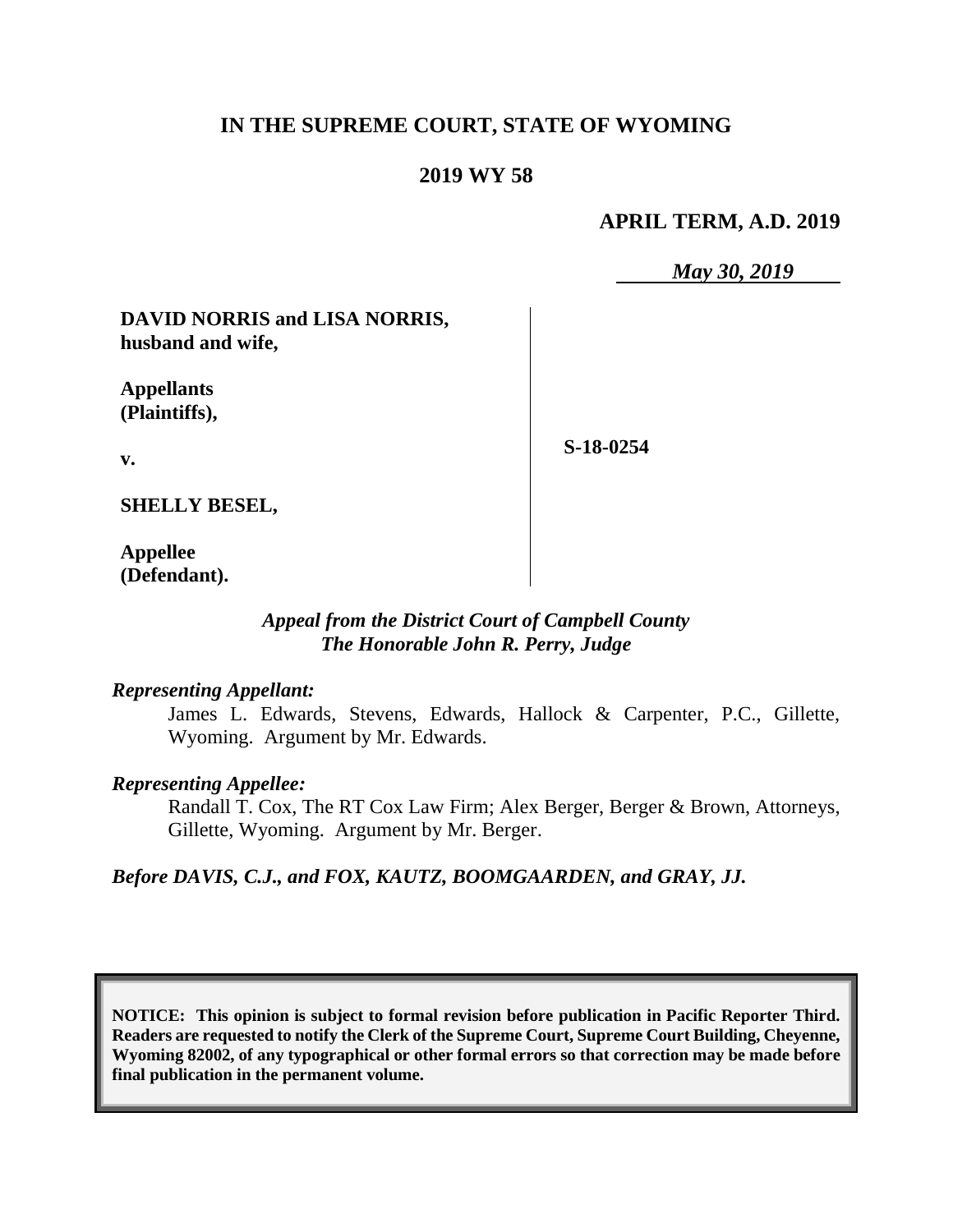# IN THE SUPREME COURT, STATE OF WYOMING

## 2019 WY 58

**APRIL TERM, A.D. 2019**

*May 30, 2019*

| | |
|---|---|
| **DAVID NORRIS and LISA NORRIS, husband and wife,**<br><br>**Appellants (Plaintiffs),**<br><br>**v.**<br><br>**SHELLY BESEL,**<br><br>**Appellee (Defendant).** | **S-18-0254** |

*Appeal from the District Court of Campbell County*
*The Honorable John R. Perry, Judge*

*Representing Appellant:*

James L. Edwards, Stevens, Edwards, Hallock & Carpenter, P.C., Gillette, Wyoming. Argument by Mr. Edwards.

*Representing Appellee:*

Randall T. Cox, The RT Cox Law Firm; Alex Berger, Berger & Brown, Attorneys, Gillette, Wyoming. Argument by Mr. Berger.

*Before DAVIS, C.J., and FOX, KAUTZ, BOOMGAARDEN, and GRAY, JJ.*

**NOTICE: This opinion is subject to formal revision before publication in Pacific Reporter Third. Readers are requested to notify the Clerk of the Supreme Court, Supreme Court Building, Cheyenne, Wyoming 82002, of any typographical or other formal errors so that correction may be made before final publication in the permanent volume.**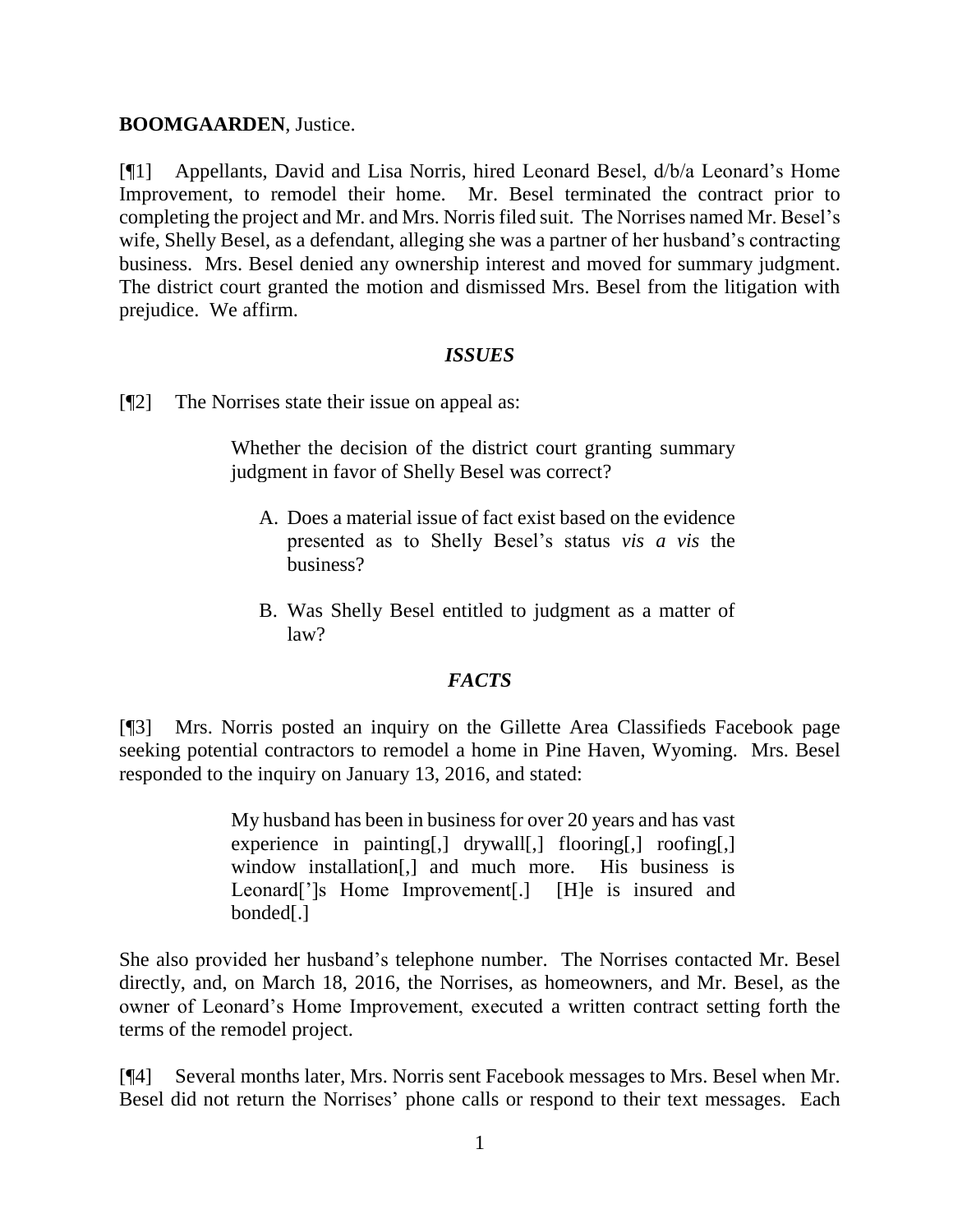**BOOMGAARDEN**, Justice.

[¶1] Appellants, David and Lisa Norris, hired Leonard Besel, d/b/a Leonard's Home Improvement, to remodel their home. Mr. Besel terminated the contract prior to completing the project and Mr. and Mrs. Norris filed suit. The Norrises named Mr. Besel's wife, Shelly Besel, as a defendant, alleging she was a partner of her husband's contracting business. Mrs. Besel denied any ownership interest and moved for summary judgment. The district court granted the motion and dismissed Mrs. Besel from the litigation with prejudice. We affirm.

### *ISSUES*

[¶2] The Norrises state their issue on appeal as:

> Whether the decision of the district court granting summary judgment in favor of Shelly Besel was correct?
>
> A. Does a material issue of fact exist based on the evidence presented as to Shelly Besel's status *vis a vis* the business?
>
> B. Was Shelly Besel entitled to judgment as a matter of law?

### *FACTS*

[¶3] Mrs. Norris posted an inquiry on the Gillette Area Classifieds Facebook page seeking potential contractors to remodel a home in Pine Haven, Wyoming. Mrs. Besel responded to the inquiry on January 13, 2016, and stated:

> My husband has been in business for over 20 years and has vast experience in painting[,] drywall[,] flooring[,] roofing[,] window installation[,] and much more. His business is Leonard['']s Home Improvement[.] [H]e is insured and bonded[.]

She also provided her husband's telephone number. The Norrises contacted Mr. Besel directly, and, on March 18, 2016, the Norrises, as homeowners, and Mr. Besel, as the owner of Leonard's Home Improvement, executed a written contract setting forth the terms of the remodel project.

[¶4] Several months later, Mrs. Norris sent Facebook messages to Mrs. Besel when Mr. Besel did not return the Norrises' phone calls or respond to their text messages. Each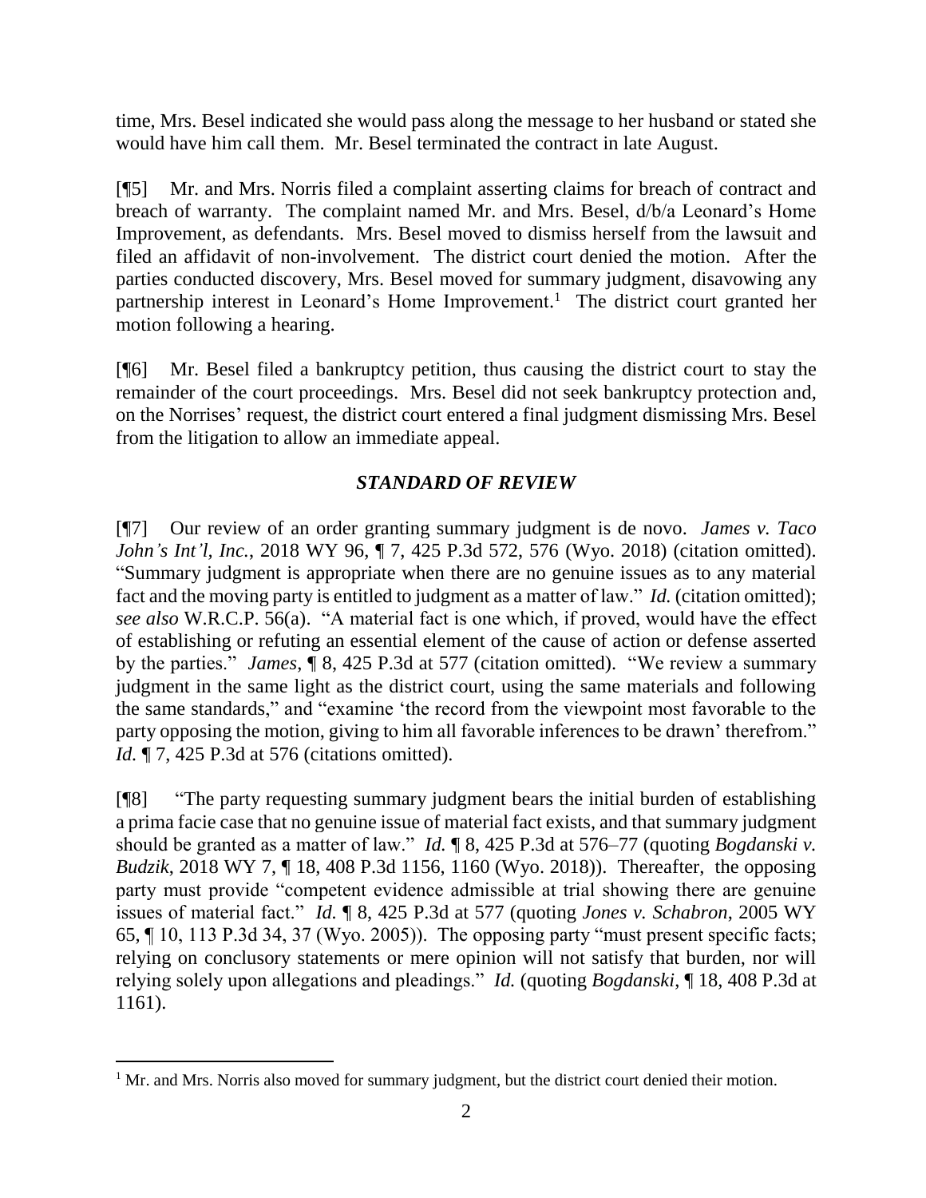time, Mrs. Besel indicated she would pass along the message to her husband or stated she would have him call them. Mr. Besel terminated the contract in late August.

[¶5] Mr. and Mrs. Norris filed a complaint asserting claims for breach of contract and breach of warranty. The complaint named Mr. and Mrs. Besel, d/b/a Leonard's Home Improvement, as defendants. Mrs. Besel moved to dismiss herself from the lawsuit and filed an affidavit of non-involvement. The district court denied the motion. After the parties conducted discovery, Mrs. Besel moved for summary judgment, disavowing any partnership interest in Leonard's Home Improvement.[1] The district court granted her motion following a hearing.

[¶6] Mr. Besel filed a bankruptcy petition, thus causing the district court to stay the remainder of the court proceedings. Mrs. Besel did not seek bankruptcy protection and, on the Norrises' request, the district court entered a final judgment dismissing Mrs. Besel from the litigation to allow an immediate appeal.

## *STANDARD OF REVIEW*

[¶7] Our review of an order granting summary judgment is de novo. *James v. Taco John's Int'l, Inc.*, 2018 WY 96, ¶ 7, 425 P.3d 572, 576 (Wyo. 2018) (citation omitted). "Summary judgment is appropriate when there are no genuine issues as to any material fact and the moving party is entitled to judgment as a matter of law." *Id.* (citation omitted); *see also* W.R.C.P. 56(a). "A material fact is one which, if proved, would have the effect of establishing or refuting an essential element of the cause of action or defense asserted by the parties." *James*, ¶ 8, 425 P.3d at 577 (citation omitted). "We review a summary judgment in the same light as the district court, using the same materials and following the same standards," and "examine 'the record from the viewpoint most favorable to the party opposing the motion, giving to him all favorable inferences to be drawn' therefrom." *Id.* ¶ 7, 425 P.3d at 576 (citations omitted).

[¶8] "The party requesting summary judgment bears the initial burden of establishing a prima facie case that no genuine issue of material fact exists, and that summary judgment should be granted as a matter of law." *Id.* ¶ 8, 425 P.3d at 576–77 (quoting *Bogdanski v. Budzik*, 2018 WY 7, ¶ 18, 408 P.3d 1156, 1160 (Wyo. 2018)). Thereafter, the opposing party must provide "competent evidence admissible at trial showing there are genuine issues of material fact." *Id.* ¶ 8, 425 P.3d at 577 (quoting *Jones v. Schabron*, 2005 WY 65, ¶ 10, 113 P.3d 34, 37 (Wyo. 2005)). The opposing party "must present specific facts; relying on conclusory statements or mere opinion will not satisfy that burden, nor will relying solely upon allegations and pleadings." *Id.* (quoting *Bogdanski*, ¶ 18, 408 P.3d at 1161).

---

[1] Mr. and Mrs. Norris also moved for summary judgment, but the district court denied their motion.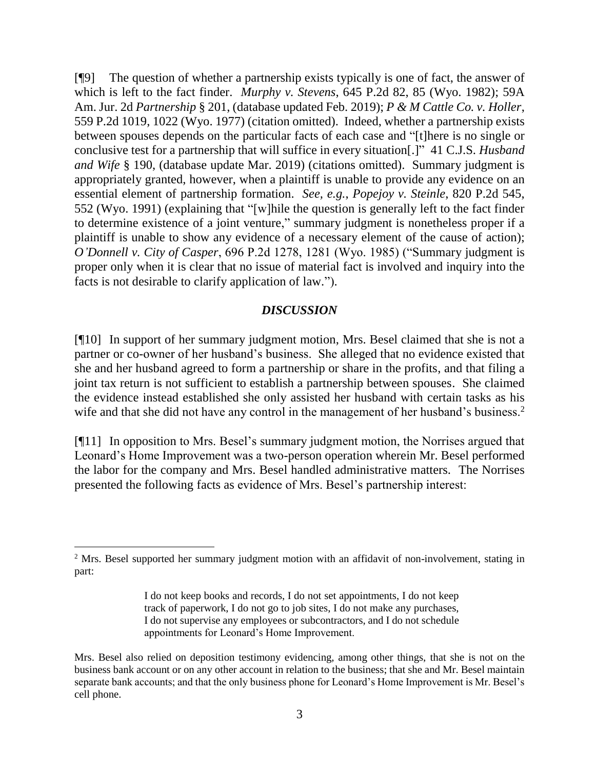[¶9] The question of whether a partnership exists typically is one of fact, the answer of which is left to the fact finder. *Murphy v. Stevens*, 645 P.2d 82, 85 (Wyo. 1982); 59A Am. Jur. 2d *Partnership* § 201, (database updated Feb. 2019); *P & M Cattle Co. v. Holler*, 559 P.2d 1019, 1022 (Wyo. 1977) (citation omitted). Indeed, whether a partnership exists between spouses depends on the particular facts of each case and "[t]here is no single or conclusive test for a partnership that will suffice in every situation[.]" 41 C.J.S. *Husband and Wife* § 190, (database update Mar. 2019) (citations omitted). Summary judgment is appropriately granted, however, when a plaintiff is unable to provide any evidence on an essential element of partnership formation. *See, e.g.*, *Popejoy v. Steinle*, 820 P.2d 545, 552 (Wyo. 1991) (explaining that "[w]hile the question is generally left to the fact finder to determine existence of a joint venture," summary judgment is nonetheless proper if a plaintiff is unable to show any evidence of a necessary element of the cause of action); *O'Donnell v. City of Casper*, 696 P.2d 1278, 1281 (Wyo. 1985) ("Summary judgment is proper only when it is clear that no issue of material fact is involved and inquiry into the facts is not desirable to clarify application of law.").

## *DISCUSSION*

[¶10] In support of her summary judgment motion, Mrs. Besel claimed that she is not a partner or co-owner of her husband's business. She alleged that no evidence existed that she and her husband agreed to form a partnership or share in the profits, and that filing a joint tax return is not sufficient to establish a partnership between spouses. She claimed the evidence instead established she only assisted her husband with certain tasks as his wife and that she did not have any control in the management of her husband's business.[2]

[¶11] In opposition to Mrs. Besel's summary judgment motion, the Norrises argued that Leonard's Home Improvement was a two-person operation wherein Mr. Besel performed the labor for the company and Mrs. Besel handled administrative matters. The Norrises presented the following facts as evidence of Mrs. Besel's partnership interest:

---

[2] Mrs. Besel supported her summary judgment motion with an affidavit of non-involvement, stating in part:

> I do not keep books and records, I do not set appointments, I do not keep track of paperwork, I do not go to job sites, I do not make any purchases, I do not supervise any employees or subcontractors, and I do not schedule appointments for Leonard's Home Improvement.

Mrs. Besel also relied on deposition testimony evidencing, among other things, that she is not on the business bank account or on any other account in relation to the business; that she and Mr. Besel maintain separate bank accounts; and that the only business phone for Leonard's Home Improvement is Mr. Besel's cell phone.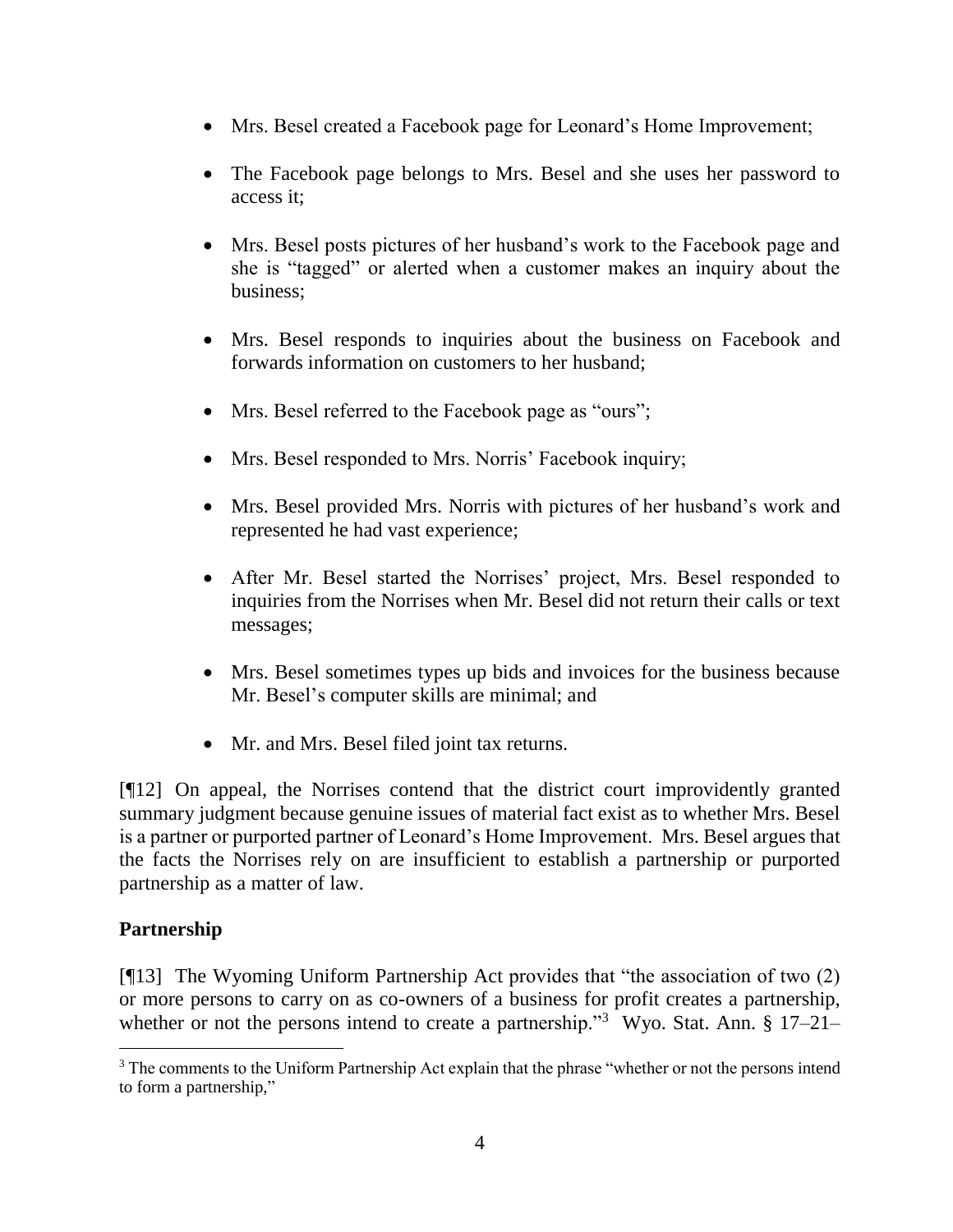- Mrs. Besel created a Facebook page for Leonard's Home Improvement;
- The Facebook page belongs to Mrs. Besel and she uses her password to access it;
- Mrs. Besel posts pictures of her husband's work to the Facebook page and she is "tagged" or alerted when a customer makes an inquiry about the business;
- Mrs. Besel responds to inquiries about the business on Facebook and forwards information on customers to her husband;
- Mrs. Besel referred to the Facebook page as "ours";
- Mrs. Besel responded to Mrs. Norris' Facebook inquiry;
- Mrs. Besel provided Mrs. Norris with pictures of her husband's work and represented he had vast experience;
- After Mr. Besel started the Norrises' project, Mrs. Besel responded to inquiries from the Norrises when Mr. Besel did not return their calls or text messages;
- Mrs. Besel sometimes types up bids and invoices for the business because Mr. Besel's computer skills are minimal; and
- Mr. and Mrs. Besel filed joint tax returns.

[¶12] On appeal, the Norrises contend that the district court improvidently granted summary judgment because genuine issues of material fact exist as to whether Mrs. Besel is a partner or purported partner of Leonard's Home Improvement. Mrs. Besel argues that the facts the Norrises rely on are insufficient to establish a partnership or purported partnership as a matter of law.

## Partnership

[¶13] The Wyoming Uniform Partnership Act provides that "the association of two (2) or more persons to carry on as co-owners of a business for profit creates a partnership, whether or not the persons intend to create a partnership."[3] Wyo. Stat. Ann. § 17–21–

[3] The comments to the Uniform Partnership Act explain that the phrase "whether or not the persons intend to form a partnership,"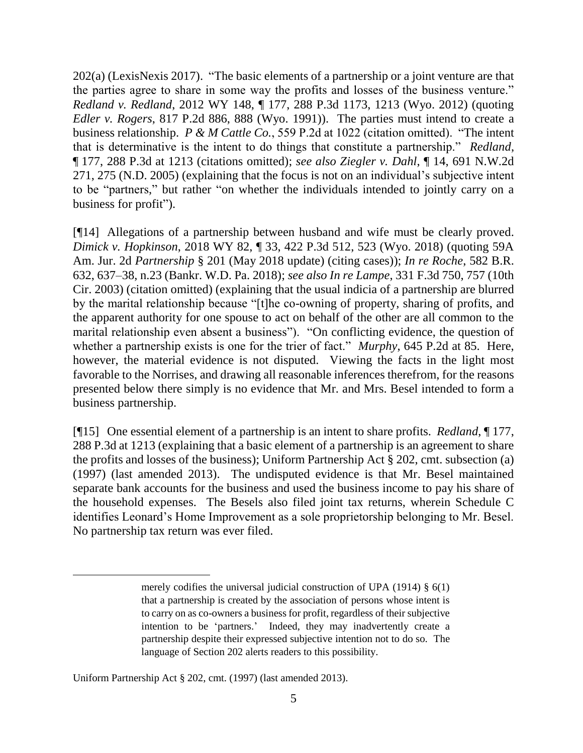202(a) (LexisNexis 2017). "The basic elements of a partnership or a joint venture are that the parties agree to share in some way the profits and losses of the business venture." *Redland v. Redland*, 2012 WY 148, ¶ 177, 288 P.3d 1173, 1213 (Wyo. 2012) (quoting *Edler v. Rogers*, 817 P.2d 886, 888 (Wyo. 1991)). The parties must intend to create a business relationship. *P & M Cattle Co.*, 559 P.2d at 1022 (citation omitted). "The intent that is determinative is the intent to do things that constitute a partnership." *Redland*, ¶ 177, 288 P.3d at 1213 (citations omitted); *see also Ziegler v. Dahl*, ¶ 14, 691 N.W.2d 271, 275 (N.D. 2005) (explaining that the focus is not on an individual's subjective intent to be "partners," but rather "on whether the individuals intended to jointly carry on a business for profit").

[¶14] Allegations of a partnership between husband and wife must be clearly proved. *Dimick v. Hopkinson*, 2018 WY 82, ¶ 33, 422 P.3d 512, 523 (Wyo. 2018) (quoting 59A Am. Jur. 2d *Partnership* § 201 (May 2018 update) (citing cases)); *In re Roche*, 582 B.R. 632, 637–38, n.23 (Bankr. W.D. Pa. 2018); *see also In re Lampe*, 331 F.3d 750, 757 (10th Cir. 2003) (citation omitted) (explaining that the usual indicia of a partnership are blurred by the marital relationship because "[t]he co-owning of property, sharing of profits, and the apparent authority for one spouse to act on behalf of the other are all common to the marital relationship even absent a business"). "On conflicting evidence, the question of whether a partnership exists is one for the trier of fact." *Murphy*, 645 P.2d at 85. Here, however, the material evidence is not disputed. Viewing the facts in the light most favorable to the Norrises, and drawing all reasonable inferences therefrom, for the reasons presented below there simply is no evidence that Mr. and Mrs. Besel intended to form a business partnership.

[¶15] One essential element of a partnership is an intent to share profits. *Redland*, ¶ 177, 288 P.3d at 1213 (explaining that a basic element of a partnership is an agreement to share the profits and losses of the business); Uniform Partnership Act § 202, cmt. subsection (a) (1997) (last amended 2013). The undisputed evidence is that Mr. Besel maintained separate bank accounts for the business and used the business income to pay his share of the household expenses. The Besels also filed joint tax returns, wherein Schedule C identifies Leonard's Home Improvement as a sole proprietorship belonging to Mr. Besel. No partnership tax return was ever filed.

---

> merely codifies the universal judicial construction of UPA (1914) § 6(1) that a partnership is created by the association of persons whose intent is to carry on as co-owners a business for profit, regardless of their subjective intention to be 'partners.' Indeed, they may inadvertently create a partnership despite their expressed subjective intention not to do so. The language of Section 202 alerts readers to this possibility.

Uniform Partnership Act § 202, cmt. (1997) (last amended 2013).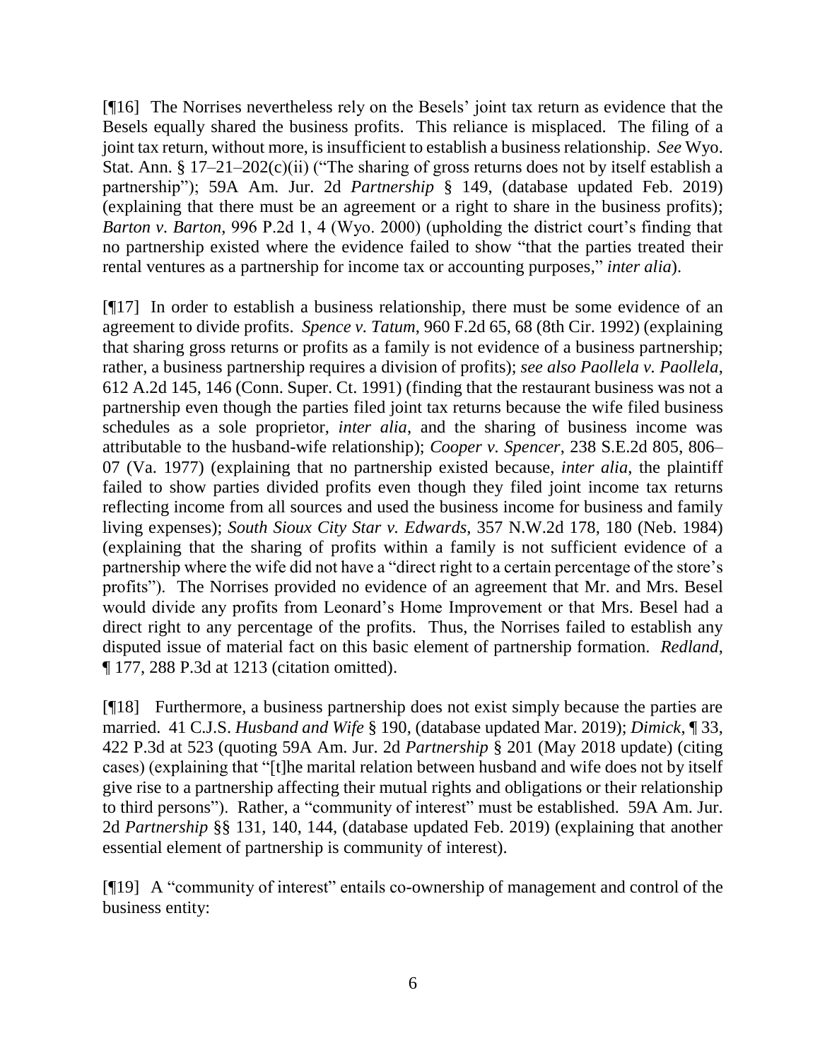[¶16] The Norrises nevertheless rely on the Besels' joint tax return as evidence that the Besels equally shared the business profits. This reliance is misplaced. The filing of a joint tax return, without more, is insufficient to establish a business relationship. *See* Wyo. Stat. Ann. § 17–21–202(c)(ii) ("The sharing of gross returns does not by itself establish a partnership"); 59A Am. Jur. 2d *Partnership* § 149, (database updated Feb. 2019) (explaining that there must be an agreement or a right to share in the business profits); *Barton v. Barton*, 996 P.2d 1, 4 (Wyo. 2000) (upholding the district court's finding that no partnership existed where the evidence failed to show "that the parties treated their rental ventures as a partnership for income tax or accounting purposes," *inter alia*).

[¶17] In order to establish a business relationship, there must be some evidence of an agreement to divide profits. *Spence v. Tatum*, 960 F.2d 65, 68 (8th Cir. 1992) (explaining that sharing gross returns or profits as a family is not evidence of a business partnership; rather, a business partnership requires a division of profits); *see also Paollela v. Paollela*, 612 A.2d 145, 146 (Conn. Super. Ct. 1991) (finding that the restaurant business was not a partnership even though the parties filed joint tax returns because the wife filed business schedules as a sole proprietor, *inter alia*, and the sharing of business income was attributable to the husband-wife relationship); *Cooper v. Spencer*, 238 S.E.2d 805, 806–07 (Va. 1977) (explaining that no partnership existed because, *inter alia*, the plaintiff failed to show parties divided profits even though they filed joint income tax returns reflecting income from all sources and used the business income for business and family living expenses); *South Sioux City Star v. Edwards*, 357 N.W.2d 178, 180 (Neb. 1984) (explaining that the sharing of profits within a family is not sufficient evidence of a partnership where the wife did not have a "direct right to a certain percentage of the store's profits"). The Norrises provided no evidence of an agreement that Mr. and Mrs. Besel would divide any profits from Leonard's Home Improvement or that Mrs. Besel had a direct right to any percentage of the profits. Thus, the Norrises failed to establish any disputed issue of material fact on this basic element of partnership formation. *Redland*, ¶ 177, 288 P.3d at 1213 (citation omitted).

[¶18] Furthermore, a business partnership does not exist simply because the parties are married. 41 C.J.S. *Husband and Wife* § 190, (database updated Mar. 2019); *Dimick*, ¶ 33, 422 P.3d at 523 (quoting 59A Am. Jur. 2d *Partnership* § 201 (May 2018 update) (citing cases) (explaining that "[t]he marital relation between husband and wife does not by itself give rise to a partnership affecting their mutual rights and obligations or their relationship to third persons"). Rather, a "community of interest" must be established. 59A Am. Jur. 2d *Partnership* §§ 131, 140, 144, (database updated Feb. 2019) (explaining that another essential element of partnership is community of interest).

[¶19] A "community of interest" entails co-ownership of management and control of the business entity: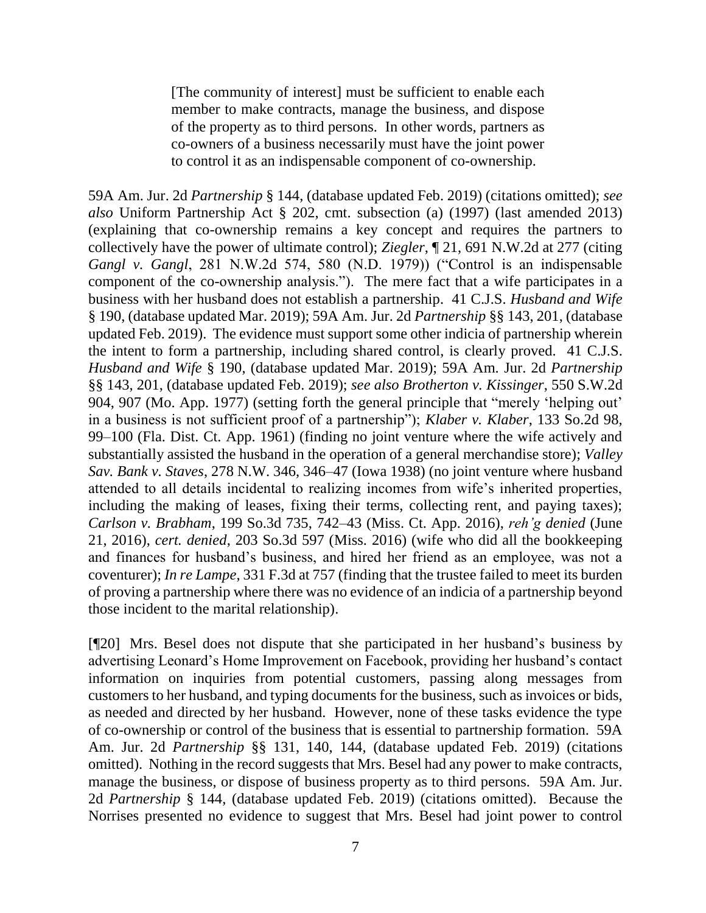> [The community of interest] must be sufficient to enable each member to make contracts, manage the business, and dispose of the property as to third persons. In other words, partners as co-owners of a business necessarily must have the joint power to control it as an indispensable component of co-ownership.

59A Am. Jur. 2d *Partnership* § 144, (database updated Feb. 2019) (citations omitted); *see also* Uniform Partnership Act § 202, cmt. subsection (a) (1997) (last amended 2013) (explaining that co-ownership remains a key concept and requires the partners to collectively have the power of ultimate control); *Ziegler*, ¶ 21, 691 N.W.2d at 277 (citing *Gangl v. Gangl*, 281 N.W.2d 574, 580 (N.D. 1979)) ("Control is an indispensable component of the co-ownership analysis."). The mere fact that a wife participates in a business with her husband does not establish a partnership. 41 C.J.S. *Husband and Wife* § 190, (database updated Mar. 2019); 59A Am. Jur. 2d *Partnership* §§ 143, 201, (database updated Feb. 2019). The evidence must support some other indicia of partnership wherein the intent to form a partnership, including shared control, is clearly proved. 41 C.J.S. *Husband and Wife* § 190, (database updated Mar. 2019); 59A Am. Jur. 2d *Partnership* §§ 143, 201, (database updated Feb. 2019); *see also Brotherton v. Kissinger*, 550 S.W.2d 904, 907 (Mo. App. 1977) (setting forth the general principle that "merely 'helping out' in a business is not sufficient proof of a partnership"); *Klaber v. Klaber*, 133 So.2d 98, 99–100 (Fla. Dist. Ct. App. 1961) (finding no joint venture where the wife actively and substantially assisted the husband in the operation of a general merchandise store); *Valley Sav. Bank v. Staves*, 278 N.W. 346, 346–47 (Iowa 1938) (no joint venture where husband attended to all details incidental to realizing incomes from wife's inherited properties, including the making of leases, fixing their terms, collecting rent, and paying taxes); *Carlson v. Brabham*, 199 So.3d 735, 742–43 (Miss. Ct. App. 2016), *reh'g denied* (June 21, 2016), *cert. denied*, 203 So.3d 597 (Miss. 2016) (wife who did all the bookkeeping and finances for husband's business, and hired her friend as an employee, was not a coventurer); *In re Lampe*, 331 F.3d at 757 (finding that the trustee failed to meet its burden of proving a partnership where there was no evidence of an indicia of a partnership beyond those incident to the marital relationship).

[¶20] Mrs. Besel does not dispute that she participated in her husband's business by advertising Leonard's Home Improvement on Facebook, providing her husband's contact information on inquiries from potential customers, passing along messages from customers to her husband, and typing documents for the business, such as invoices or bids, as needed and directed by her husband. However, none of these tasks evidence the type of co-ownership or control of the business that is essential to partnership formation. 59A Am. Jur. 2d *Partnership* §§ 131, 140, 144, (database updated Feb. 2019) (citations omitted). Nothing in the record suggests that Mrs. Besel had any power to make contracts, manage the business, or dispose of business property as to third persons. 59A Am. Jur. 2d *Partnership* § 144, (database updated Feb. 2019) (citations omitted). Because the Norrises presented no evidence to suggest that Mrs. Besel had joint power to control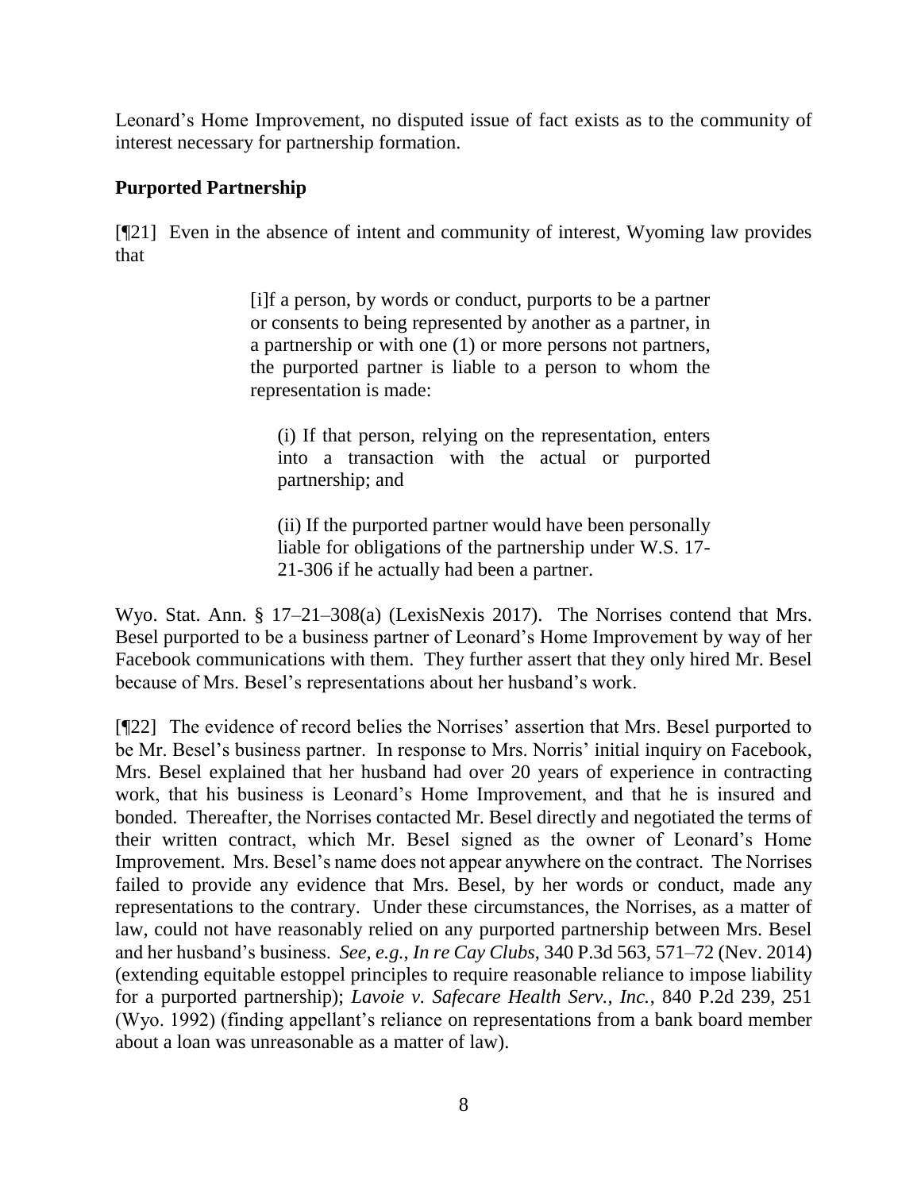Leonard's Home Improvement, no disputed issue of fact exists as to the community of interest necessary for partnership formation.

### Purported Partnership

[¶21] Even in the absence of intent and community of interest, Wyoming law provides that

> [i]f a person, by words or conduct, purports to be a partner or consents to being represented by another as a partner, in a partnership or with one (1) or more persons not partners, the purported partner is liable to a person to whom the representation is made:
>
> (i) If that person, relying on the representation, enters into a transaction with the actual or purported partnership; and
>
> (ii) If the purported partner would have been personally liable for obligations of the partnership under W.S. 17-21-306 if he actually had been a partner.

Wyo. Stat. Ann. § 17–21–308(a) (LexisNexis 2017). The Norrises contend that Mrs. Besel purported to be a business partner of Leonard's Home Improvement by way of her Facebook communications with them. They further assert that they only hired Mr. Besel because of Mrs. Besel's representations about her husband's work.

[¶22] The evidence of record belies the Norrises' assertion that Mrs. Besel purported to be Mr. Besel's business partner. In response to Mrs. Norris' initial inquiry on Facebook, Mrs. Besel explained that her husband had over 20 years of experience in contracting work, that his business is Leonard's Home Improvement, and that he is insured and bonded. Thereafter, the Norrises contacted Mr. Besel directly and negotiated the terms of their written contract, which Mr. Besel signed as the owner of Leonard's Home Improvement. Mrs. Besel's name does not appear anywhere on the contract. The Norrises failed to provide any evidence that Mrs. Besel, by her words or conduct, made any representations to the contrary. Under these circumstances, the Norrises, as a matter of law, could not have reasonably relied on any purported partnership between Mrs. Besel and her husband's business. *See, e.g.*, *In re Cay Clubs*, 340 P.3d 563, 571–72 (Nev. 2014) (extending equitable estoppel principles to require reasonable reliance to impose liability for a purported partnership); *Lavoie v. Safecare Health Serv., Inc.*, 840 P.2d 239, 251 (Wyo. 1992) (finding appellant's reliance on representations from a bank board member about a loan was unreasonable as a matter of law).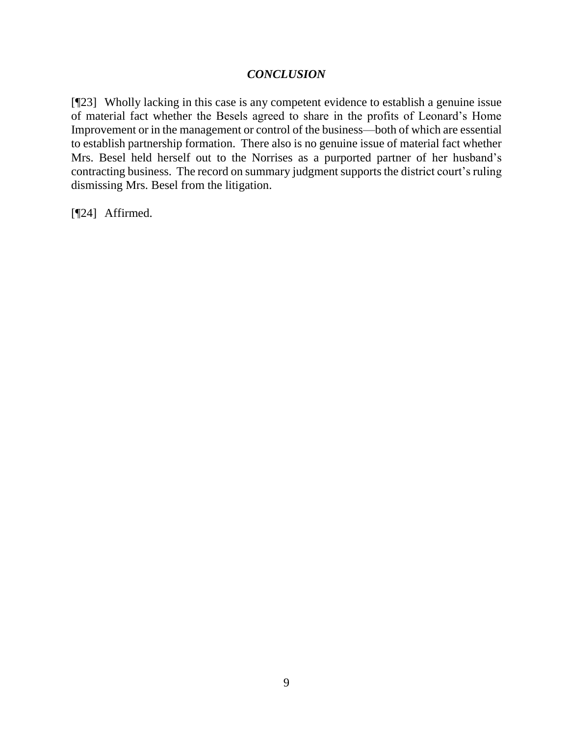## ***CONCLUSION***

[¶23] Wholly lacking in this case is any competent evidence to establish a genuine issue of material fact whether the Besels agreed to share in the profits of Leonard's Home Improvement or in the management or control of the business—both of which are essential to establish partnership formation. There also is no genuine issue of material fact whether Mrs. Besel held herself out to the Norrises as a purported partner of her husband's contracting business. The record on summary judgment supports the district court's ruling dismissing Mrs. Besel from the litigation.

[¶24] Affirmed.